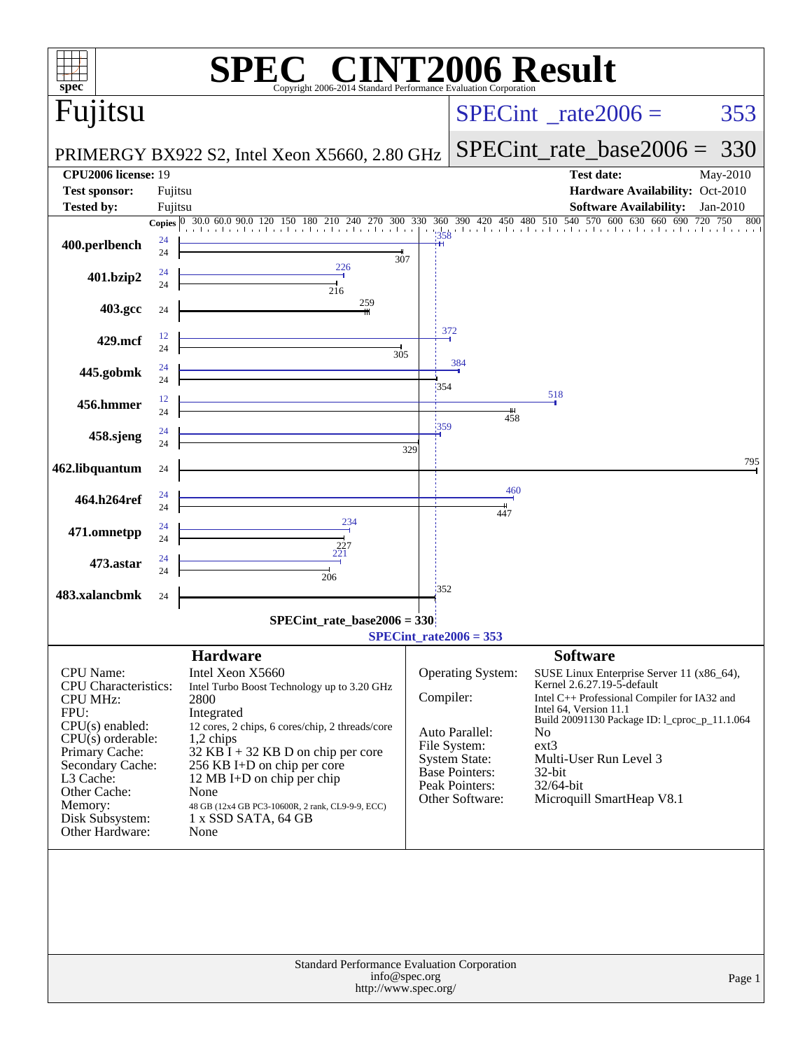# SPEC® CINT2006 Result

Copyright 2006-2014 Standard Performance Evaluation Corporation

## Fujitsu

PRIMERGY BX922 S2, Intel Xeon X5660, 2.80 GHz

SPECint_rate2006 = 353

SPECint_rate_base2006 = 330

| | | | |
|---|---|---|---|
| **CPU2006 license:** | 19 | **Test date:** | May-2010 |
| **Test sponsor:** | Fujitsu | **Hardware Availability:** | Oct-2010 |
| **Tested by:** | Fujitsu | **Software Availability:** | Jan-2010 |

| Benchmark | Copies (peak) | Peak | Copies (base) | Base |
|---|---|---|---|---|
| 400.perlbench | 24 | 358 | 24 | 307 |
| 401.bzip2 | 24 | 226 | 24 | 216 |
| 403.gcc | | | 24 | 259 |
| 429.mcf | 12 | 372 | 24 | 305 |
| 445.gobmk | 24 | 384 | 24 | 354 |
| 456.hmmer | 12 | 518 | 24 | 458 |
| 458.sjeng | 24 | 359 | 24 | 329 |
| 462.libquantum | | | 24 | 795 |
| 464.h264ref | 24 | 460 | 24 | 447 |
| 471.omnetpp | 24 | 234 | 24 | 227 |
| 473.astar | 24 | 221 | 24 | 206 |
| 483.xalancbmk | | | 24 | 352 |

SPECint_rate_base2006 = 330

SPECint_rate2006 = 353

### Hardware

| | |
|---|---|
| CPU Name: | Intel Xeon X5660 |
| CPU Characteristics: | Intel Turbo Boost Technology up to 3.20 GHz |
| CPU MHz: | 2800 |
| FPU: | Integrated |
| CPU(s) enabled: | 12 cores, 2 chips, 6 cores/chip, 2 threads/core |
| CPU(s) orderable: | 1,2 chips |
| Primary Cache: | 32 KB I + 32 KB D on chip per core |
| Secondary Cache: | 256 KB I+D on chip per core |
| L3 Cache: | 12 MB I+D on chip per chip |
| Other Cache: | None |
| Memory: | 48 GB (12x4 GB PC3-10600R, 2 rank, CL9-9-9, ECC) |
| Disk Subsystem: | 1 x SSD SATA, 64 GB |
| Other Hardware: | None |

### Software

| | |
|---|---|
| Operating System: | SUSE Linux Enterprise Server 11 (x86_64), Kernel 2.6.27.19-5-default |
| Compiler: | Intel C++ Professional Compiler for IA32 and Intel 64, Version 11.1 Build 20091130 Package ID: l_cproc_p_11.1.064 |
| Auto Parallel: | No |
| File System: | ext3 |
| System State: | Multi-User Run Level 3 |
| Base Pointers: | 32-bit |
| Peak Pointers: | 32/64-bit |
| Other Software: | Microquill SmartHeap V8.1 |

Standard Performance Evaluation Corporation
info@spec.org
http://www.spec.org/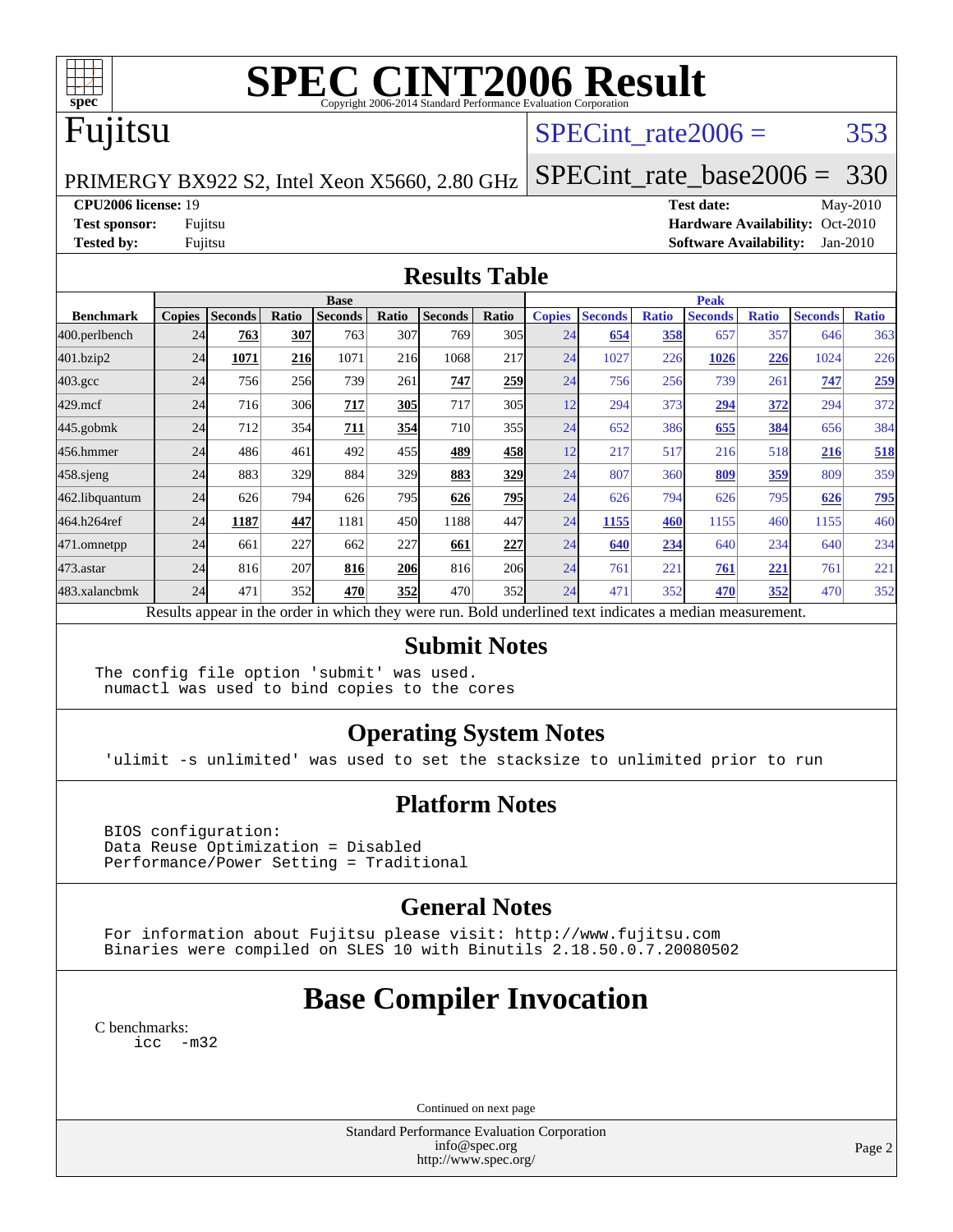# SPEC CINT2006 Result

Copyright 2006-2014 Standard Performance Evaluation Corporation

## Fujitsu

PRIMERGY BX922 S2, Intel Xeon X5660, 2.80 GHz

SPECint_rate2006 = 353

SPECint_rate_base2006 = 330

| | | | |
|---|---|---|---|
| **CPU2006 license:** 19 | | **Test date:** | May-2010 |
| **Test sponsor:** | Fujitsu | **Hardware Availability:** | Oct-2010 |
| **Tested by:** | Fujitsu | **Software Availability:** | Jan-2010 |

## Results Table

| | Base | | | | | | | Peak | | | | | | |
|---|---|---|---|---|---|---|---|---|---|---|---|---|---|---|
| **Benchmark** | **Copies** | **Seconds** | **Ratio** | **Seconds** | **Ratio** | **Seconds** | **Ratio** | **Copies** | **Seconds** | **Ratio** | **Seconds** | **Ratio** | **Seconds** | **Ratio** |
| 400.perlbench | 24 | **763** | **307** | 763 | 307 | 769 | 305 | 24 | **654** | **358** | 657 | 357 | 646 | 363 |
| 401.bzip2 | 24 | **1071** | **216** | 1071 | 216 | 1068 | 217 | 24 | 1027 | 226 | **1026** | **226** | 1024 | 226 |
| 403.gcc | 24 | 756 | 256 | 739 | 261 | **747** | **259** | 24 | 756 | 256 | 739 | 261 | **747** | **259** |
| 429.mcf | 24 | 716 | 306 | **717** | **305** | 717 | 305 | 12 | 294 | 373 | **294** | **372** | 294 | 372 |
| 445.gobmk | 24 | 712 | 354 | **711** | **354** | 710 | 355 | 24 | 652 | 386 | **655** | **384** | 656 | 384 |
| 456.hmmer | 24 | 486 | 461 | 492 | 455 | **489** | **458** | 12 | 217 | 517 | 216 | 518 | **216** | **518** |
| 458.sjeng | 24 | 883 | 329 | 884 | 329 | **883** | **329** | 24 | 807 | 360 | **809** | **359** | 809 | 359 |
| 462.libquantum | 24 | 626 | 794 | 626 | 795 | **626** | **795** | 24 | 626 | 794 | 626 | 795 | **626** | **795** |
| 464.h264ref | 24 | **1187** | **447** | 1181 | 450 | 1188 | 447 | 24 | **1155** | **460** | 1155 | 460 | 1155 | 460 |
| 471.omnetpp | 24 | 661 | 227 | 662 | 227 | **661** | **227** | 24 | **640** | **234** | 640 | 234 | 640 | 234 |
| 473.astar | 24 | 816 | 207 | **816** | **206** | 816 | 206 | 24 | 761 | 221 | **761** | **221** | 761 | 221 |
| 483.xalancbmk | 24 | 471 | 352 | **470** | **352** | 470 | 352 | 24 | 471 | 352 | **470** | **352** | 470 | 352 |

Results appear in the order in which they were run. Bold underlined text indicates a median measurement.

## Submit Notes

```
The config file option 'submit' was used.
 numactl was used to bind copies to the cores
```

## Operating System Notes

```
'ulimit -s unlimited' was used to set the stacksize to unlimited prior to run
```

## Platform Notes

```
BIOS configuration:
Data Reuse Optimization = Disabled
Performance/Power Setting = Traditional
```

## General Notes

```
For information about Fujitsu please visit: http://www.fujitsu.com
Binaries were compiled on SLES 10 with Binutils 2.18.50.0.7.20080502
```

# Base Compiler Invocation

C benchmarks:

```
icc  -m32
```

Continued on next page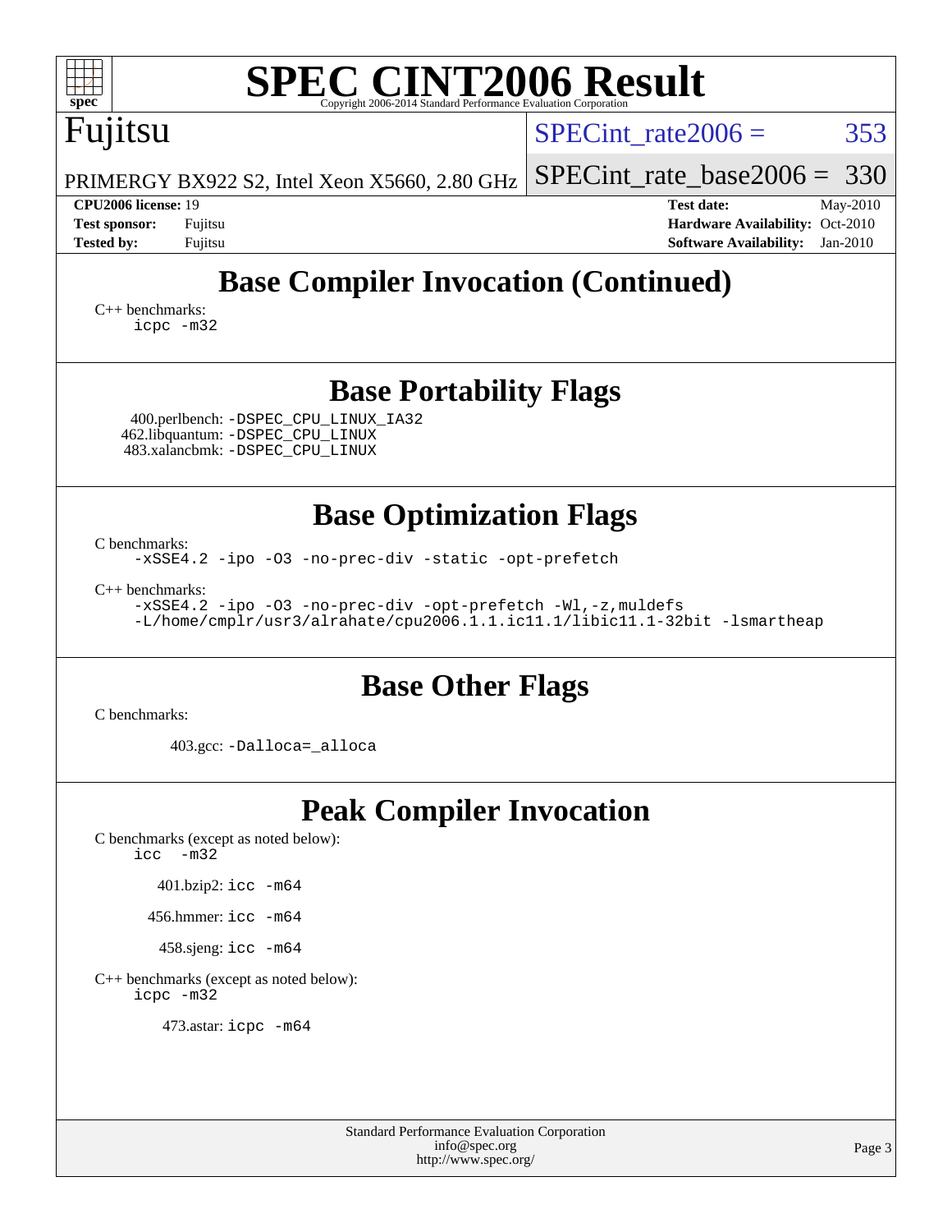# SPEC CINT2006 Result

Copyright 2006-2014 Standard Performance Evaluation Corporation

## Fujitsu

PRIMERGY BX922 S2, Intel Xeon X5660, 2.80 GHz

SPECint_rate2006 = 353

SPECint_rate_base2006 = 330

**CPU2006 license:** 19
**Test sponsor:** Fujitsu
**Tested by:** Fujitsu
**Test date:** May-2010
**Hardware Availability:** Oct-2010
**Software Availability:** Jan-2010

## Base Compiler Invocation (Continued)

C++ benchmarks:
```
icpc -m32
```

## Base Portability Flags

400.perlbench: `-DSPEC_CPU_LINUX_IA32`
462.libquantum: `-DSPEC_CPU_LINUX`
483.xalancbmk: `-DSPEC_CPU_LINUX`

## Base Optimization Flags

C benchmarks:
```
-xSSE4.2 -ipo -O3 -no-prec-div -static -opt-prefetch
```

C++ benchmarks:
```
-xSSE4.2 -ipo -O3 -no-prec-div -opt-prefetch -Wl,-z,muldefs
-L/home/cmplr/usr3/alrahate/cpu2006.1.1.ic11.1/libic11.1-32bit -lsmartheap
```

## Base Other Flags

C benchmarks:

403.gcc: `-Dalloca=_alloca`

## Peak Compiler Invocation

C benchmarks (except as noted below):
```
icc -m32
```

401.bzip2: `icc -m64`

456.hmmer: `icc -m64`

458.sjeng: `icc -m64`

C++ benchmarks (except as noted below):
```
icpc -m32
```

473.astar: `icpc -m64`

Standard Performance Evaluation Corporation
info@spec.org
http://www.spec.org/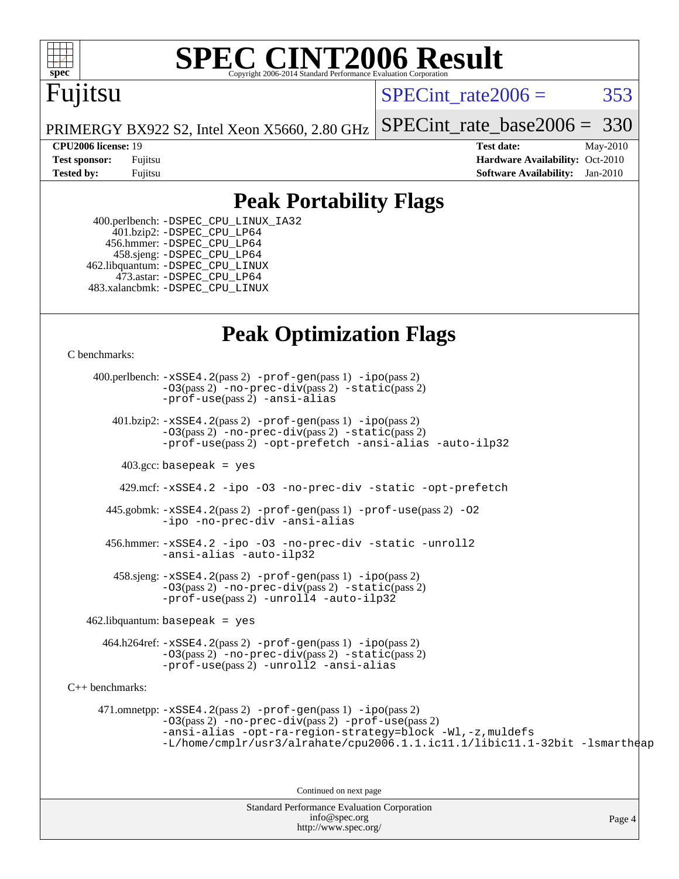# SPEC CINT2006 Result

Copyright 2006-2014 Standard Performance Evaluation Corporation

**Fujitsu**

PRIMERGY BX922 S2, Intel Xeon X5660, 2.80 GHz

SPECint_rate2006 = 353

SPECint_rate_base2006 = 330

| | | | |
|---|---|---|---|
| **CPU2006 license:** 19 | | **Test date:** | May-2010 |
| **Test sponsor:** | Fujitsu | **Hardware Availability:** | Oct-2010 |
| **Tested by:** | Fujitsu | **Software Availability:** | Jan-2010 |

## Peak Portability Flags

400.perlbench: -DSPEC_CPU_LINUX_IA32
401.bzip2: -DSPEC_CPU_LP64
456.hmmer: -DSPEC_CPU_LP64
458.sjeng: -DSPEC_CPU_LP64
462.libquantum: -DSPEC_CPU_LINUX
473.astar: -DSPEC_CPU_LP64
483.xalancbmk: -DSPEC_CPU_LINUX

## Peak Optimization Flags

C benchmarks:

400.perlbench: -xSSE4.2(pass 2) -prof-gen(pass 1) -ipo(pass 2) -O3(pass 2) -no-prec-div(pass 2) -static(pass 2) -prof-use(pass 2) -ansi-alias

401.bzip2: -xSSE4.2(pass 2) -prof-gen(pass 1) -ipo(pass 2) -O3(pass 2) -no-prec-div(pass 2) -static(pass 2) -prof-use(pass 2) -opt-prefetch -ansi-alias -auto-ilp32

403.gcc: basepeak = yes

429.mcf: -xSSE4.2 -ipo -O3 -no-prec-div -static -opt-prefetch

445.gobmk: -xSSE4.2(pass 2) -prof-gen(pass 1) -prof-use(pass 2) -O2 -ipo -no-prec-div -ansi-alias

456.hmmer: -xSSE4.2 -ipo -O3 -no-prec-div -static -unroll2 -ansi-alias -auto-ilp32

458.sjeng: -xSSE4.2(pass 2) -prof-gen(pass 1) -ipo(pass 2) -O3(pass 2) -no-prec-div(pass 2) -static(pass 2) -prof-use(pass 2) -unroll4 -auto-ilp32

462.libquantum: basepeak = yes

464.h264ref: -xSSE4.2(pass 2) -prof-gen(pass 1) -ipo(pass 2) -O3(pass 2) -no-prec-div(pass 2) -static(pass 2) -prof-use(pass 2) -unroll2 -ansi-alias

C++ benchmarks:

471.omnetpp: -xSSE4.2(pass 2) -prof-gen(pass 1) -ipo(pass 2) -O3(pass 2) -no-prec-div(pass 2) -prof-use(pass 2) -ansi-alias -opt-ra-region-strategy=block -Wl,-z,muldefs -L/home/cmplr/usr3/alrahate/cpu2006.1.1.ic11.1/libic11.1-32bit -lsmartheap

Continued on next page

Standard Performance Evaluation Corporation
info@spec.org
http://www.spec.org/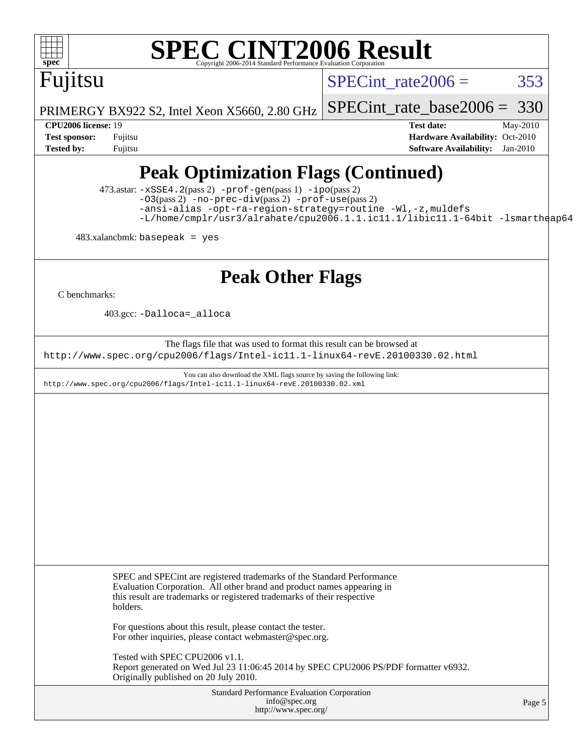# SPEC CINT2006 Result

Copyright 2006-2014 Standard Performance Evaluation Corporation

**Fujitsu**

PRIMERGY BX922 S2, Intel Xeon X5660, 2.80 GHz

SPECint_rate2006 = 353

SPECint_rate_base2006 = 330

**CPU2006 license:** 19
**Test sponsor:** Fujitsu
**Tested by:** Fujitsu

**Test date:** May-2010
**Hardware Availability:** Oct-2010
**Software Availability:** Jan-2010

## Peak Optimization Flags (Continued)

473.astar: -xSSE4.2(pass 2) -prof-gen(pass 1) -ipo(pass 2) -O3(pass 2) -no-prec-div(pass 2) -prof-use(pass 2) -ansi-alias -opt-ra-region-strategy=routine -Wl,-z,muldefs -L/home/cmplr/usr3/alrahate/cpu2006.1.1.ic11.1/libic11.1-64bit -lsmartheap64

483.xalancbmk: basepeak = yes

## Peak Other Flags

C benchmarks:

403.gcc: -Dalloca=_alloca

The flags file that was used to format this result can be browsed at
http://www.spec.org/cpu2006/flags/Intel-ic11.1-linux64-revE.20100330.02.html

You can also download the XML flags source by saving the following link:
http://www.spec.org/cpu2006/flags/Intel-ic11.1-linux64-revE.20100330.02.xml

SPEC and SPECint are registered trademarks of the Standard Performance Evaluation Corporation. All other brand and product names appearing in this result are trademarks or registered trademarks of their respective holders.

For questions about this result, please contact the tester.
For other inquiries, please contact webmaster@spec.org.

Tested with SPEC CPU2006 v1.1.
Report generated on Wed Jul 23 11:06:45 2014 by SPEC CPU2006 PS/PDF formatter v6932.
Originally published on 20 July 2010.

Standard Performance Evaluation Corporation
info@spec.org
http://www.spec.org/